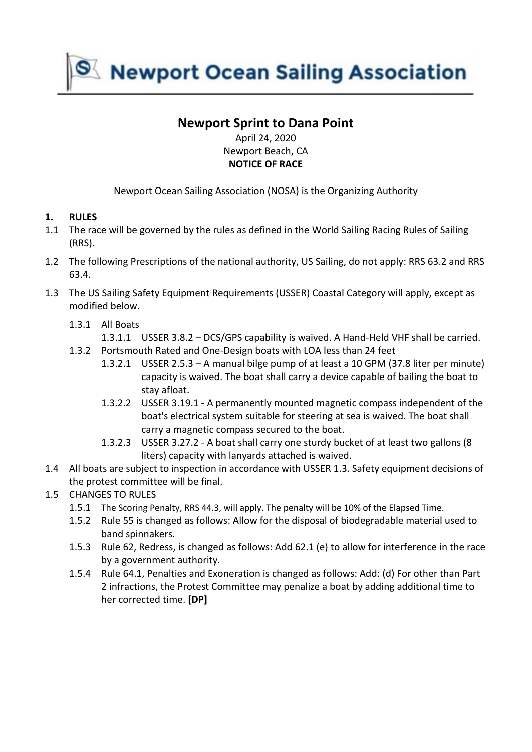# Newport Ocean Sailing Association

## Newport Sprint to Dana Point

April 24, 2020
Newport Beach, CA
**NOTICE OF RACE**

Newport Ocean Sailing Association (NOSA) is the Organizing Authority

### 1. RULES

1.1 The race will be governed by the rules as defined in the World Sailing Racing Rules of Sailing (RRS).

1.2 The following Prescriptions of the national authority, US Sailing, do not apply: RRS 63.2 and RRS 63.4.

1.3 The US Sailing Safety Equipment Requirements (USSER) Coastal Category will apply, except as modified below.

- 1.3.1 All Boats
  - 1.3.1.1 USSER 3.8.2 – DCS/GPS capability is waived. A Hand-Held VHF shall be carried.
- 1.3.2 Portsmouth Rated and One-Design boats with LOA less than 24 feet
  - 1.3.2.1 USSER 2.5.3 – A manual bilge pump of at least a 10 GPM (37.8 liter per minute) capacity is waived. The boat shall carry a device capable of bailing the boat to stay afloat.
  - 1.3.2.2 USSER 3.19.1 - A permanently mounted magnetic compass independent of the boat's electrical system suitable for steering at sea is waived. The boat shall carry a magnetic compass secured to the boat.
  - 1.3.2.3 USSER 3.27.2 - A boat shall carry one sturdy bucket of at least two gallons (8 liters) capacity with lanyards attached is waived.

1.4 All boats are subject to inspection in accordance with USSER 1.3. Safety equipment decisions of the protest committee will be final.

1.5 CHANGES TO RULES

- 1.5.1 The Scoring Penalty, RRS 44.3, will apply. The penalty will be 10% of the Elapsed Time.
- 1.5.2 Rule 55 is changed as follows: Allow for the disposal of biodegradable material used to band spinnakers.
- 1.5.3 Rule 62, Redress, is changed as follows: Add 62.1 (e) to allow for interference in the race by a government authority.
- 1.5.4 Rule 64.1, Penalties and Exoneration is changed as follows: Add: (d) For other than Part 2 infractions, the Protest Committee may penalize a boat by adding additional time to her corrected time. **[DP]**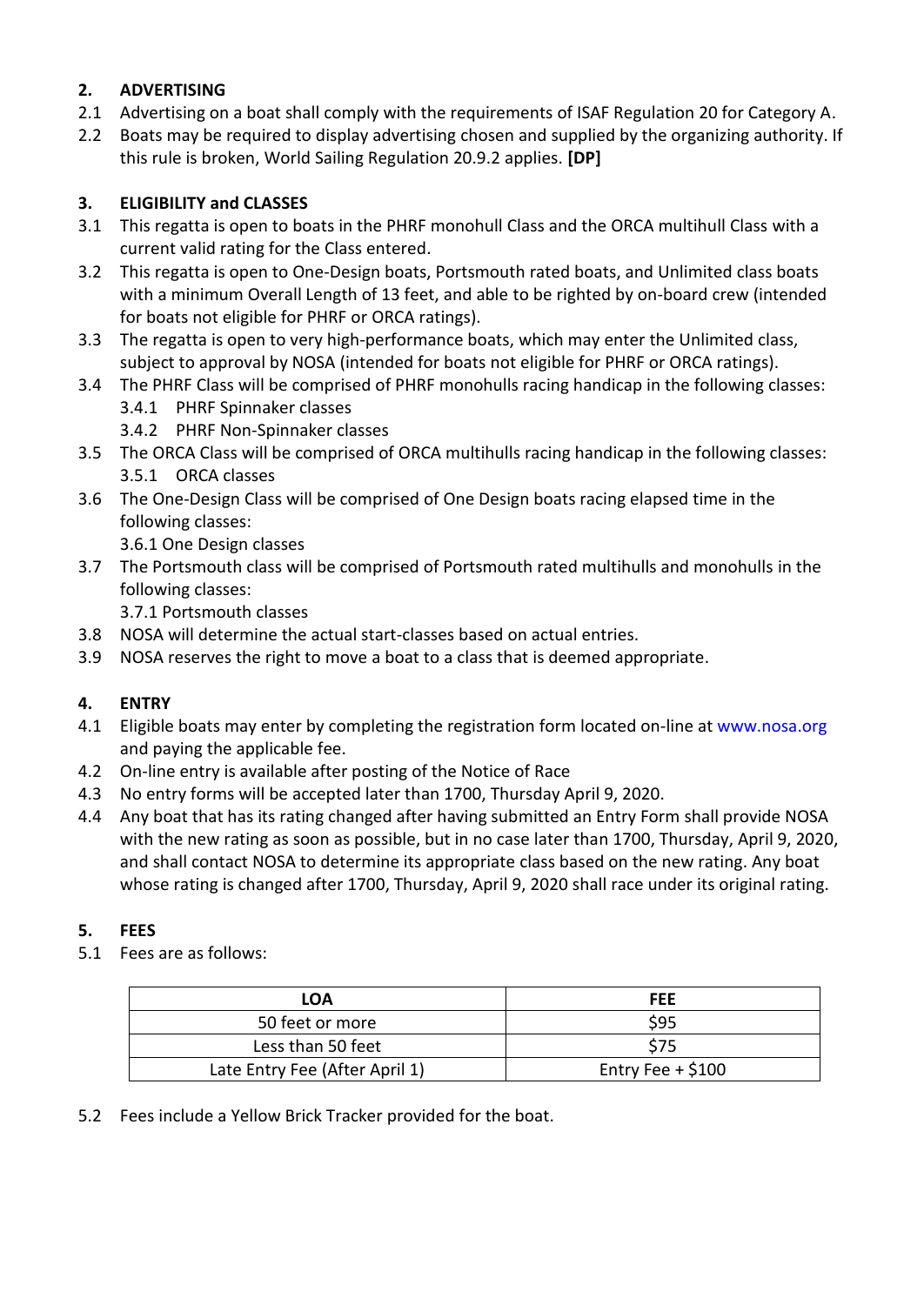## 2. ADVERTISING

2.1 Advertising on a boat shall comply with the requirements of ISAF Regulation 20 for Category A.

2.2 Boats may be required to display advertising chosen and supplied by the organizing authority. If this rule is broken, World Sailing Regulation 20.9.2 applies. **[DP]**

## 3. ELIGIBILITY and CLASSES

3.1 This regatta is open to boats in the PHRF monohull Class and the ORCA multihull Class with a current valid rating for the Class entered.

3.2 This regatta is open to One-Design boats, Portsmouth rated boats, and Unlimited class boats with a minimum Overall Length of 13 feet, and able to be righted by on-board crew (intended for boats not eligible for PHRF or ORCA ratings).

3.3 The regatta is open to very high-performance boats, which may enter the Unlimited class, subject to approval by NOSA (intended for boats not eligible for PHRF or ORCA ratings).

3.4 The PHRF Class will be comprised of PHRF monohulls racing handicap in the following classes:

- 3.4.1 PHRF Spinnaker classes
- 3.4.2 PHRF Non-Spinnaker classes

3.5 The ORCA Class will be comprised of ORCA multihulls racing handicap in the following classes:

- 3.5.1 ORCA classes

3.6 The One-Design Class will be comprised of One Design boats racing elapsed time in the following classes:

- 3.6.1 One Design classes

3.7 The Portsmouth class will be comprised of Portsmouth rated multihulls and monohulls in the following classes:

- 3.7.1 Portsmouth classes

3.8 NOSA will determine the actual start-classes based on actual entries.

3.9 NOSA reserves the right to move a boat to a class that is deemed appropriate.

## 4. ENTRY

4.1 Eligible boats may enter by completing the registration form located on-line at www.nosa.org and paying the applicable fee.

4.2 On-line entry is available after posting of the Notice of Race

4.3 No entry forms will be accepted later than 1700, Thursday April 9, 2020.

4.4 Any boat that has its rating changed after having submitted an Entry Form shall provide NOSA with the new rating as soon as possible, but in no case later than 1700, Thursday, April 9, 2020, and shall contact NOSA to determine its appropriate class based on the new rating. Any boat whose rating is changed after 1700, Thursday, April 9, 2020 shall race under its original rating.

## 5. FEES

5.1 Fees are as follows:

| LOA | FEE |
|---|---|
| 50 feet or more | $95 |
| Less than 50 feet | $75 |
| Late Entry Fee (After April 1) | Entry Fee + $100 |

5.2 Fees include a Yellow Brick Tracker provided for the boat.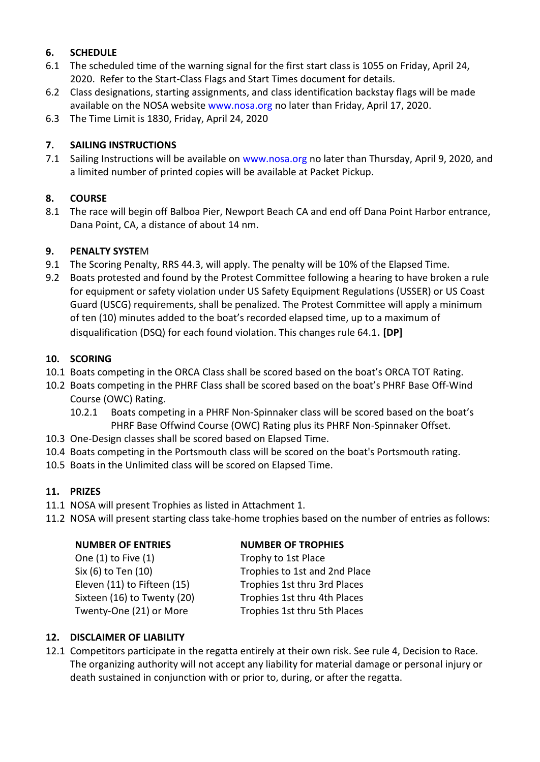## 6. SCHEDULE

6.1 The scheduled time of the warning signal for the first start class is 1055 on Friday, April 24, 2020. Refer to the Start-Class Flags and Start Times document for details.

6.2 Class designations, starting assignments, and class identification backstay flags will be made available on the NOSA website www.nosa.org no later than Friday, April 17, 2020.

6.3 The Time Limit is 1830, Friday, April 24, 2020

## 7. SAILING INSTRUCTIONS

7.1 Sailing Instructions will be available on www.nosa.org no later than Thursday, April 9, 2020, and a limited number of printed copies will be available at Packet Pickup.

## 8. COURSE

8.1 The race will begin off Balboa Pier, Newport Beach CA and end off Dana Point Harbor entrance, Dana Point, CA, a distance of about 14 nm.

## 9. PENALTY SYSTEM

9.1 The Scoring Penalty, RRS 44.3, will apply. The penalty will be 10% of the Elapsed Time.

9.2 Boats protested and found by the Protest Committee following a hearing to have broken a rule for equipment or safety violation under US Safety Equipment Regulations (USSER) or US Coast Guard (USCG) requirements, shall be penalized. The Protest Committee will apply a minimum of ten (10) minutes added to the boat's recorded elapsed time, up to a maximum of disqualification (DSQ) for each found violation. This changes rule 64.1. **[DP]**

## 10. SCORING

10.1 Boats competing in the ORCA Class shall be scored based on the boat's ORCA TOT Rating.

10.2 Boats competing in the PHRF Class shall be scored based on the boat's PHRF Base Off-Wind Course (OWC) Rating.

10.2.1 Boats competing in a PHRF Non-Spinnaker class will be scored based on the boat's PHRF Base Offwind Course (OWC) Rating plus its PHRF Non-Spinnaker Offset.

10.3 One-Design classes shall be scored based on Elapsed Time.

10.4 Boats competing in the Portsmouth class will be scored on the boat's Portsmouth rating.

10.5 Boats in the Unlimited class will be scored on Elapsed Time.

## 11. PRIZES

11.1 NOSA will present Trophies as listed in Attachment 1.

11.2 NOSA will present starting class take-home trophies based on the number of entries as follows:

| NUMBER OF ENTRIES | NUMBER OF TROPHIES |
|---|---|
| One (1) to Five (1) | Trophy to 1st Place |
| Six (6) to Ten (10) | Trophies to 1st and 2nd Place |
| Eleven (11) to Fifteen (15) | Trophies 1st thru 3rd Places |
| Sixteen (16) to Twenty (20) | Trophies 1st thru 4th Places |
| Twenty-One (21) or More | Trophies 1st thru 5th Places |

## 12. DISCLAIMER OF LIABILITY

12.1 Competitors participate in the regatta entirely at their own risk. See rule 4, Decision to Race. The organizing authority will not accept any liability for material damage or personal injury or death sustained in conjunction with or prior to, during, or after the regatta.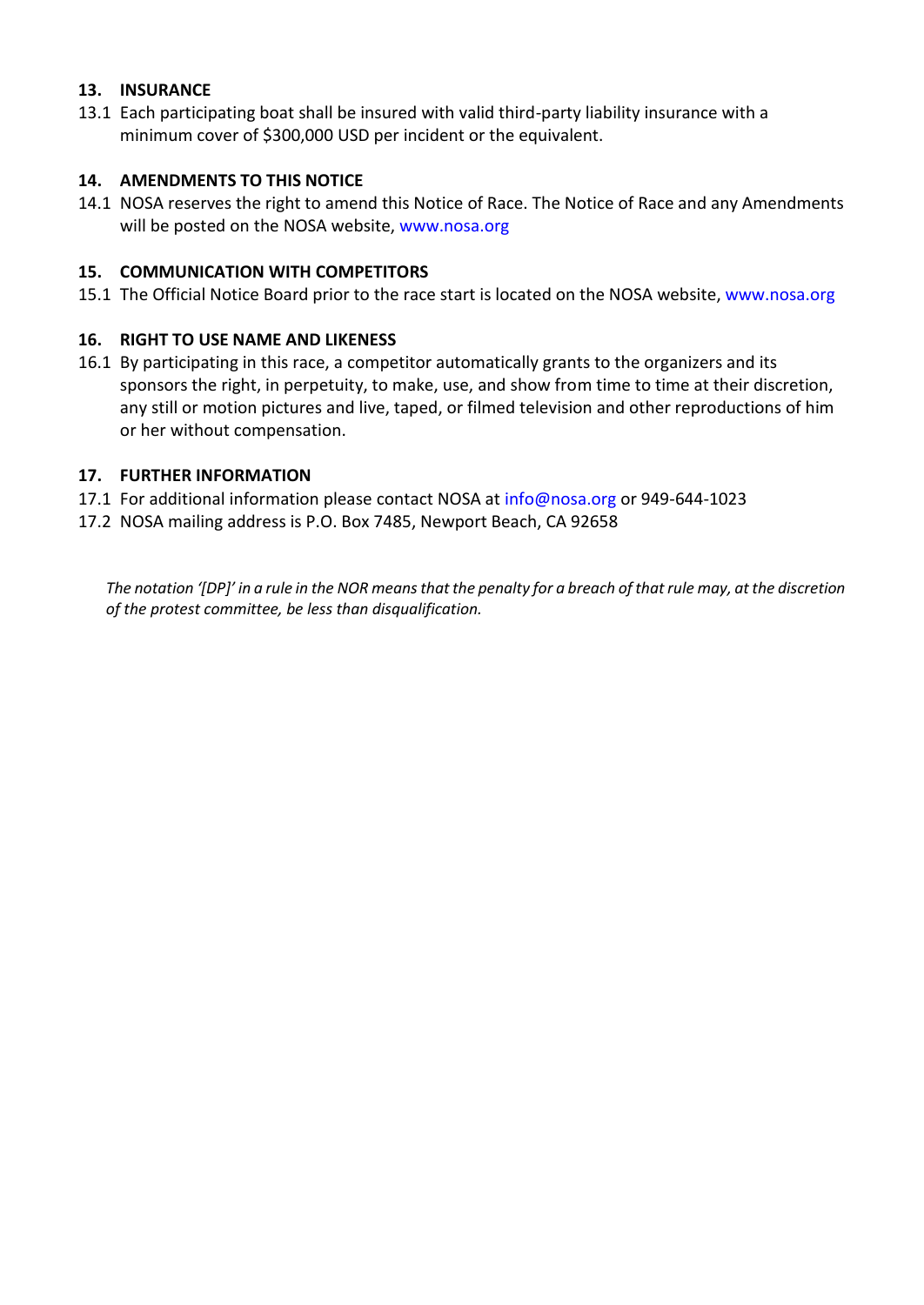**13. INSURANCE**

13.1 Each participating boat shall be insured with valid third-party liability insurance with a minimum cover of $300,000 USD per incident or the equivalent.

**14. AMENDMENTS TO THIS NOTICE**

14.1 NOSA reserves the right to amend this Notice of Race. The Notice of Race and any Amendments will be posted on the NOSA website, www.nosa.org

**15. COMMUNICATION WITH COMPETITORS**

15.1 The Official Notice Board prior to the race start is located on the NOSA website, www.nosa.org

**16. RIGHT TO USE NAME AND LIKENESS**

16.1 By participating in this race, a competitor automatically grants to the organizers and its sponsors the right, in perpetuity, to make, use, and show from time to time at their discretion, any still or motion pictures and live, taped, or filmed television and other reproductions of him or her without compensation.

**17. FURTHER INFORMATION**

17.1 For additional information please contact NOSA at info@nosa.org or 949-644-1023

17.2 NOSA mailing address is P.O. Box 7485, Newport Beach, CA 92658

*The notation '[DP]' in a rule in the NOR means that the penalty for a breach of that rule may, at the discretion of the protest committee, be less than disqualification.*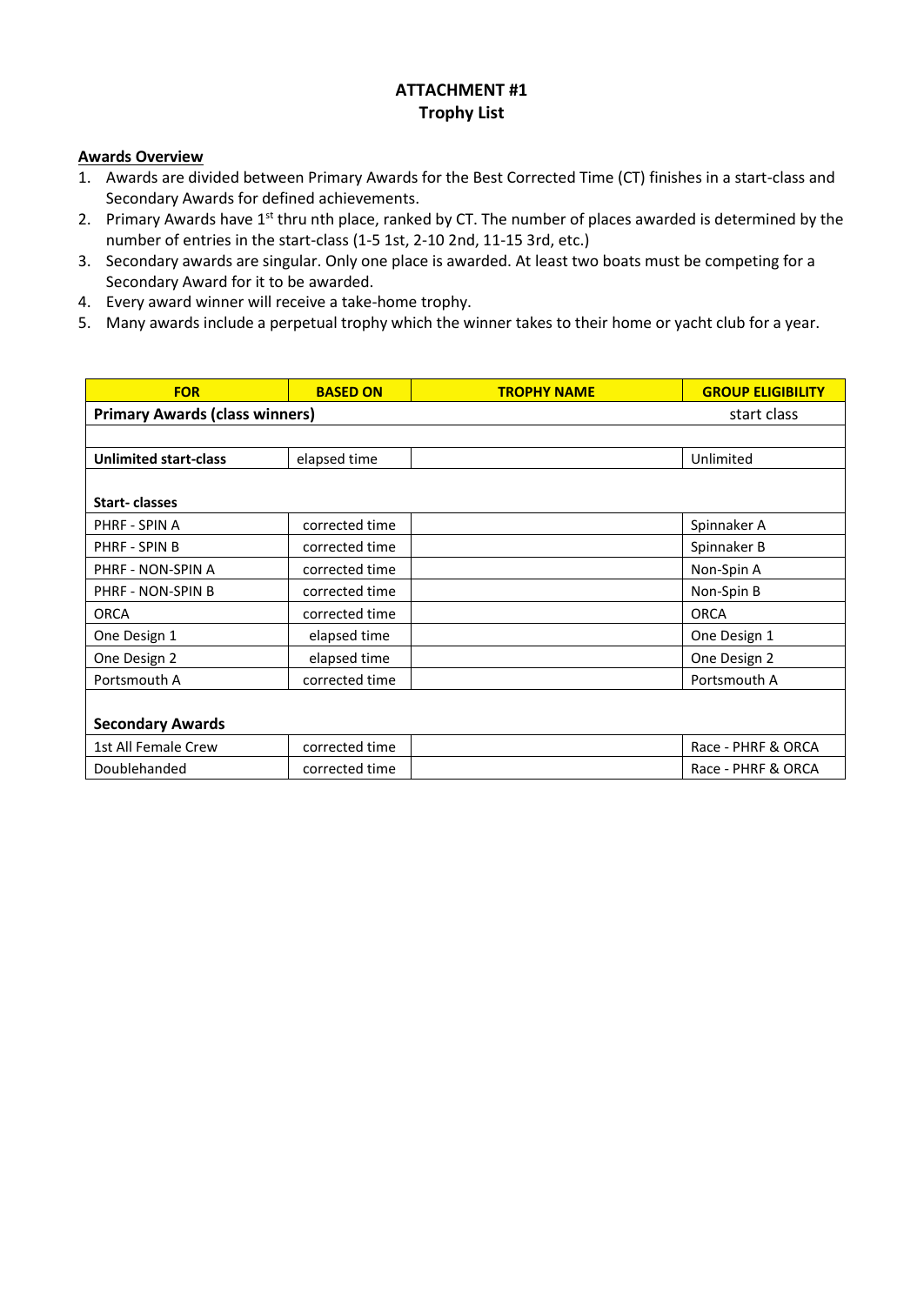# ATTACHMENT #1
## Trophy List

**Awards Overview**

1. Awards are divided between Primary Awards for the Best Corrected Time (CT) finishes in a start-class and Secondary Awards for defined achievements.
2. Primary Awards have 1st thru nth place, ranked by CT. The number of places awarded is determined by the number of entries in the start-class (1-5 1st, 2-10 2nd, 11-15 3rd, etc.)
3. Secondary awards are singular. Only one place is awarded. At least two boats must be competing for a Secondary Award for it to be awarded.
4. Every award winner will receive a take-home trophy.
5. Many awards include a perpetual trophy which the winner takes to their home or yacht club for a year.

| FOR | BASED ON | TROPHY NAME | GROUP ELIGIBILITY |
|---|---|---|---|
| **Primary Awards (class winners)** | | | start class |
| | | | |
| **Unlimited start-class** | elapsed time | | Unlimited |
| **Start- classes** | | | |
| PHRF - SPIN A | corrected time | | Spinnaker A |
| PHRF - SPIN B | corrected time | | Spinnaker B |
| PHRF - NON-SPIN A | corrected time | | Non-Spin A |
| PHRF - NON-SPIN B | corrected time | | Non-Spin B |
| ORCA | corrected time | | ORCA |
| One Design 1 | elapsed time | | One Design 1 |
| One Design 2 | elapsed time | | One Design 2 |
| Portsmouth A | corrected time | | Portsmouth A |
| **Secondary Awards** | | | |
| 1st All Female Crew | corrected time | | Race - PHRF & ORCA |
| Doublehanded | corrected time | | Race - PHRF & ORCA |